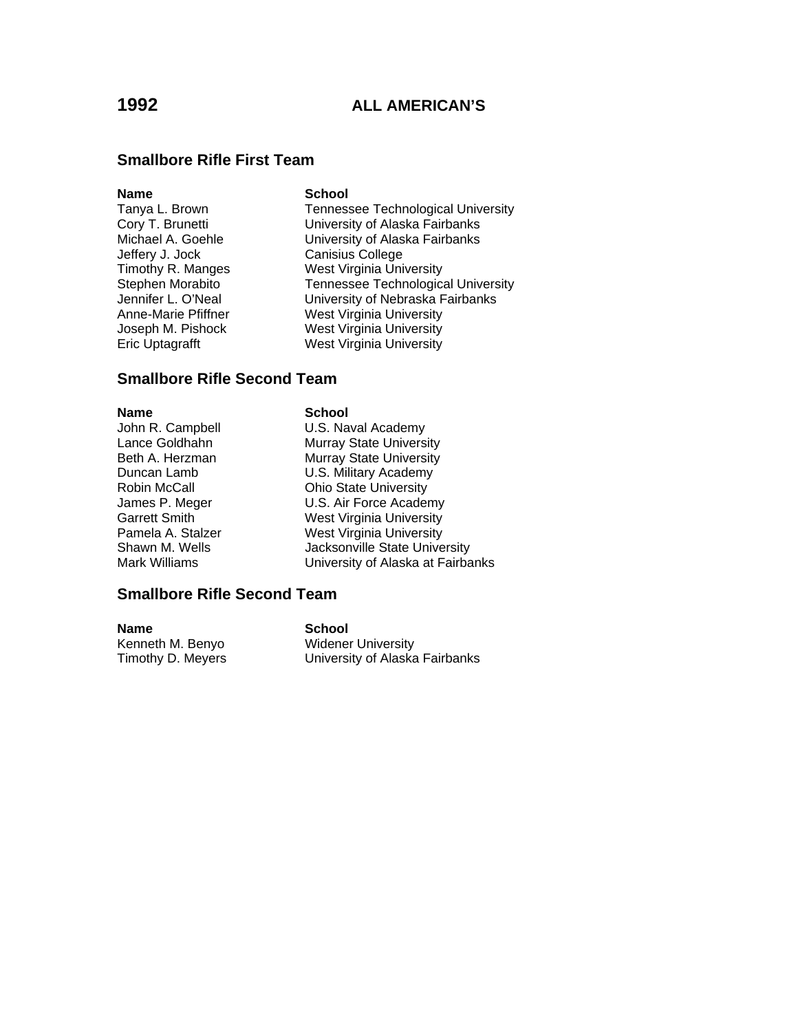# 1992 ALL AMERICAN'S

## Smallbore Rifle First Team

| Name | School |
|---|---|
| Tanya L. Brown | Tennessee Technological University |
| Cory T. Brunetti | University of Alaska Fairbanks |
| Michael A. Goehle | University of Alaska Fairbanks |
| Jeffery J. Jock | Canisius College |
| Timothy R. Manges | West Virginia University |
| Stephen Morabito | Tennessee Technological University |
| Jennifer L. O'Neal | University of Nebraska Fairbanks |
| Anne-Marie Pfiffner | West Virginia University |
| Joseph M. Pishock | West Virginia University |
| Eric Uptagrafft | West Virginia University |

## Smallbore Rifle Second Team

| Name | School |
|---|---|
| John R. Campbell | U.S. Naval Academy |
| Lance Goldhahn | Murray State University |
| Beth A. Herzman | Murray State University |
| Duncan Lamb | U.S. Military Academy |
| Robin McCall | Ohio State University |
| James P. Meger | U.S. Air Force Academy |
| Garrett Smith | West Virginia University |
| Pamela A. Stalzer | West Virginia University |
| Shawn M. Wells | Jacksonville State University |
| Mark Williams | University of Alaska at Fairbanks |

## Smallbore Rifle Second Team

| Name | School |
|---|---|
| Kenneth M. Benyo | Widener University |
| Timothy D. Meyers | University of Alaska Fairbanks |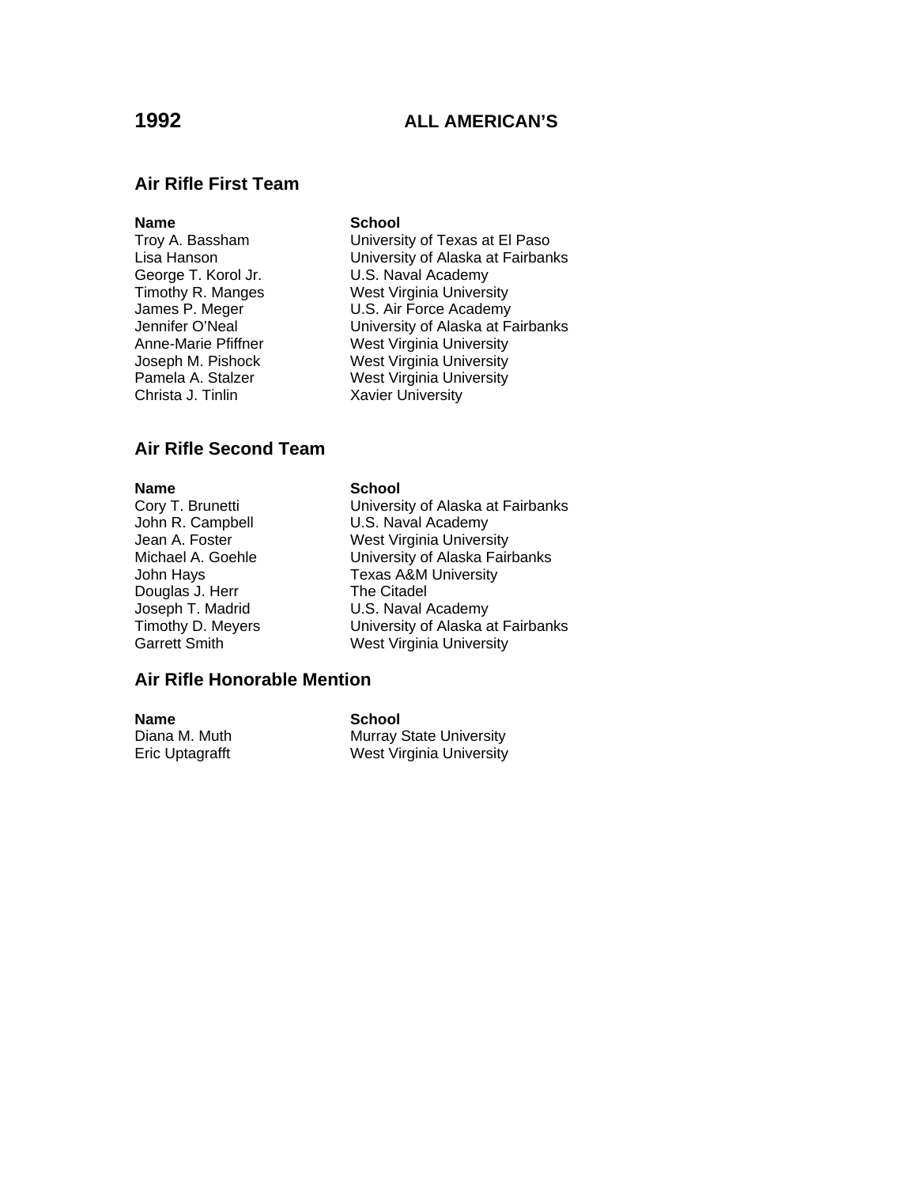# 1992 ALL AMERICAN'S

## Air Rifle First Team

| Name | School |
|---|---|
| Troy A. Bassham | University of Texas at El Paso |
| Lisa Hanson | University of Alaska at Fairbanks |
| George T. Korol Jr. | U.S. Naval Academy |
| Timothy R. Manges | West Virginia University |
| James P. Meger | U.S. Air Force Academy |
| Jennifer O'Neal | University of Alaska at Fairbanks |
| Anne-Marie Pfiffner | West Virginia University |
| Joseph M. Pishock | West Virginia University |
| Pamela A. Stalzer | West Virginia University |
| Christa J. Tinlin | Xavier University |

## Air Rifle Second Team

| Name | School |
|---|---|
| Cory T. Brunetti | University of Alaska at Fairbanks |
| John R. Campbell | U.S. Naval Academy |
| Jean A. Foster | West Virginia University |
| Michael A. Goehle | University of Alaska Fairbanks |
| John Hays | Texas A&M University |
| Douglas J. Herr | The Citadel |
| Joseph T. Madrid | U.S. Naval Academy |
| Timothy D. Meyers | University of Alaska at Fairbanks |
| Garrett Smith | West Virginia University |

## Air Rifle Honorable Mention

| Name | School |
|---|---|
| Diana M. Muth | Murray State University |
| Eric Uptagrafft | West Virginia University |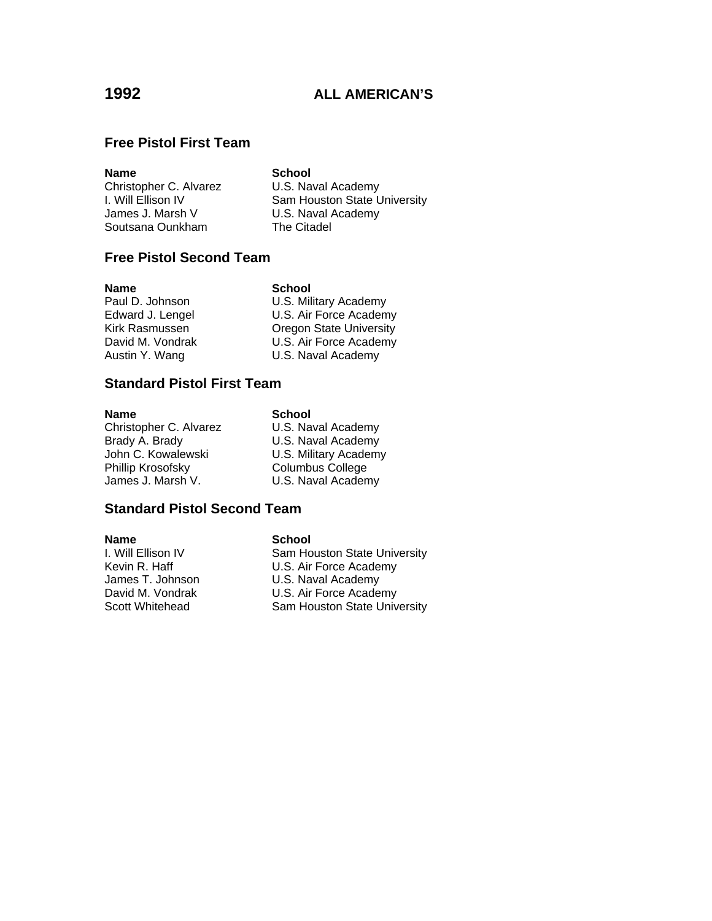# 1992 ALL AMERICAN'S

## Free Pistol First Team

| Name | School |
|---|---|
| Christopher C. Alvarez | U.S. Naval Academy |
| I. Will Ellison IV | Sam Houston State University |
| James J. Marsh V | U.S. Naval Academy |
| Soutsana Ounkham | The Citadel |

## Free Pistol Second Team

| Name | School |
|---|---|
| Paul D. Johnson | U.S. Military Academy |
| Edward J. Lengel | U.S. Air Force Academy |
| Kirk Rasmussen | Oregon State University |
| David M. Vondrak | U.S. Air Force Academy |
| Austin Y. Wang | U.S. Naval Academy |

## Standard Pistol First Team

| Name | School |
|---|---|
| Christopher C. Alvarez | U.S. Naval Academy |
| Brady A. Brady | U.S. Naval Academy |
| John C. Kowalewski | U.S. Military Academy |
| Phillip Krosofsky | Columbus College |
| James J. Marsh V. | U.S. Naval Academy |

## Standard Pistol Second Team

| Name | School |
|---|---|
| I. Will Ellison IV | Sam Houston State University |
| Kevin R. Haff | U.S. Air Force Academy |
| James T. Johnson | U.S. Naval Academy |
| David M. Vondrak | U.S. Air Force Academy |
| Scott Whitehead | Sam Houston State University |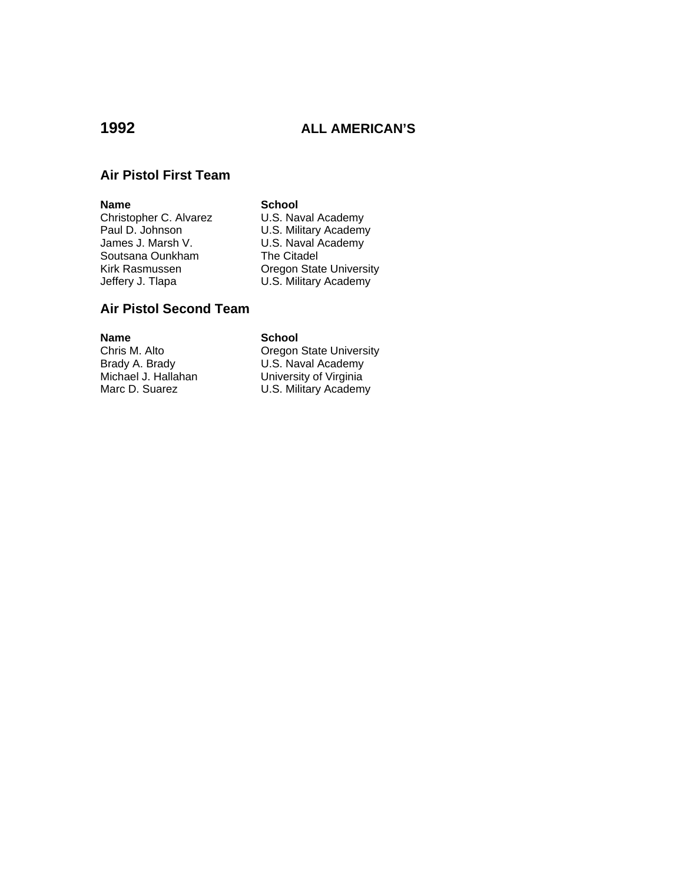# 1992 ALL AMERICAN'S

## Air Pistol First Team

| Name | School |
|---|---|
| Christopher C. Alvarez | U.S. Naval Academy |
| Paul D. Johnson | U.S. Military Academy |
| James J. Marsh V. | U.S. Naval Academy |
| Soutsana Ounkham | The Citadel |
| Kirk Rasmussen | Oregon State University |
| Jeffery J. Tlapa | U.S. Military Academy |

## Air Pistol Second Team

| Name | School |
|---|---|
| Chris M. Alto | Oregon State University |
| Brady A. Brady | U.S. Naval Academy |
| Michael J. Hallahan | University of Virginia |
| Marc D. Suarez | U.S. Military Academy |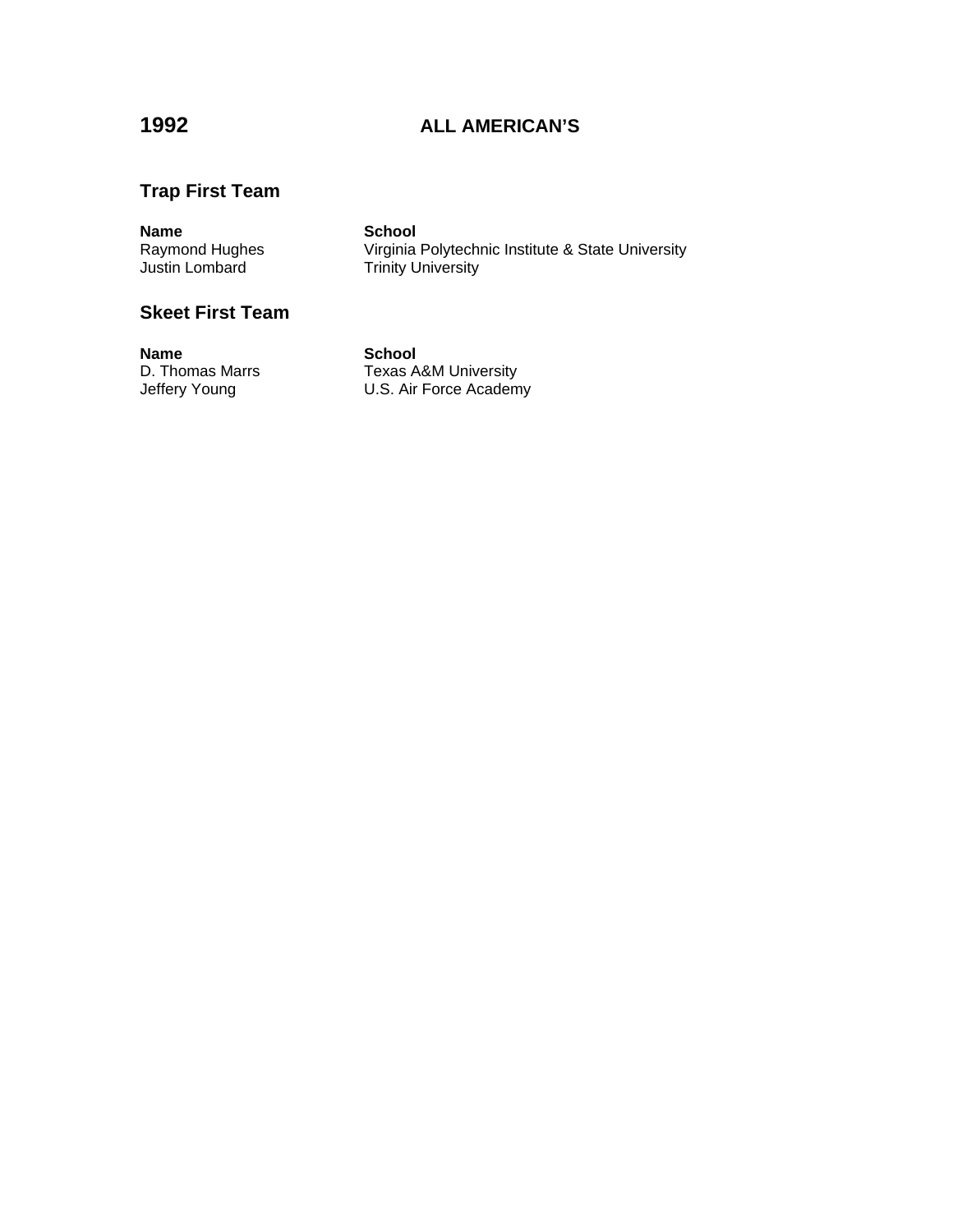# 1992 ALL AMERICAN'S

## Trap First Team

| Name | School |
|---|---|
| Raymond Hughes | Virginia Polytechnic Institute & State University |
| Justin Lombard | Trinity University |

## Skeet First Team

| Name | School |
|---|---|
| D. Thomas Marrs | Texas A&M University |
| Jeffery Young | U.S. Air Force Academy |